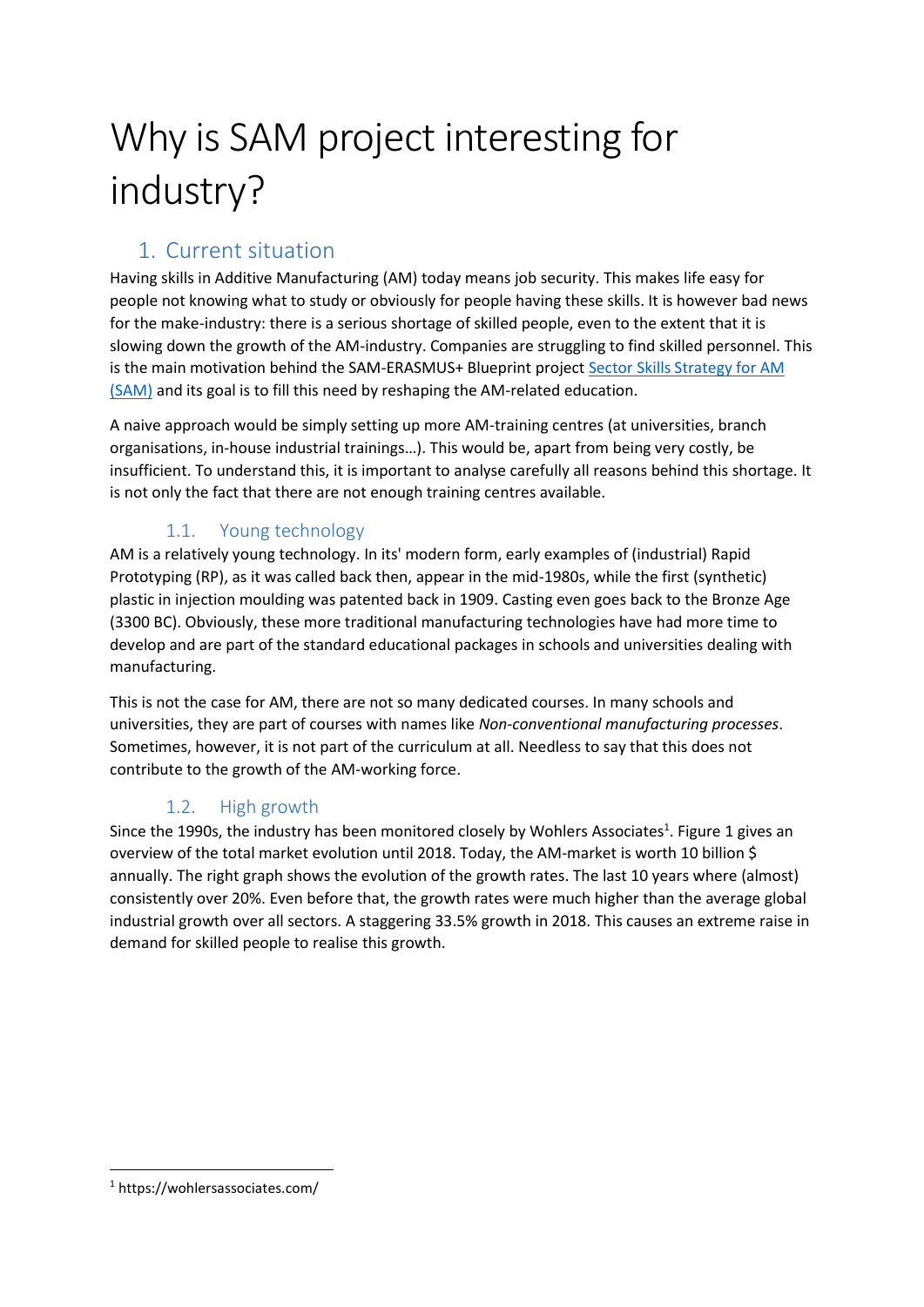# Why is SAM project interesting for industry?

## 1. Current situation

Having skills in Additive Manufacturing (AM) today means job security. This makes life easy for people not knowing what to study or obviously for people having these skills. It is however bad news for the make-industry: there is a serious shortage of skilled people, even to the extent that it is slowing down the growth of the AM-industry. Companies are struggling to find skilled personnel. This is the main motivation behind the SAM-ERASMUS+ Blueprint project [Sector Skills Strategy for AM (SAM)] and its goal is to fill this need by reshaping the AM-related education.

A naive approach would be simply setting up more AM-training centres (at universities, branch organisations, in-house industrial trainings…). This would be, apart from being very costly, be insufficient. To understand this, it is important to analyse carefully all reasons behind this shortage. It is not only the fact that there are not enough training centres available.

### 1.1. Young technology

AM is a relatively young technology. In its' modern form, early examples of (industrial) Rapid Prototyping (RP), as it was called back then, appear in the mid-1980s, while the first (synthetic) plastic in injection moulding was patented back in 1909. Casting even goes back to the Bronze Age (3300 BC). Obviously, these more traditional manufacturing technologies have had more time to develop and are part of the standard educational packages in schools and universities dealing with manufacturing.

This is not the case for AM, there are not so many dedicated courses. In many schools and universities, they are part of courses with names like *Non-conventional manufacturing processes*. Sometimes, however, it is not part of the curriculum at all. Needless to say that this does not contribute to the growth of the AM-working force.

### 1.2. High growth

Since the 1990s, the industry has been monitored closely by Wohlers Associates[1]. Figure 1 gives an overview of the total market evolution until 2018. Today, the AM-market is worth 10 billion $ annually. The right graph shows the evolution of the growth rates. The last 10 years where (almost) consistently over 20%. Even before that, the growth rates were much higher than the average global industrial growth over all sectors. A staggering 33.5% growth in 2018. This causes an extreme raise in demand for skilled people to realise this growth.

[1] https://wohlersassociates.com/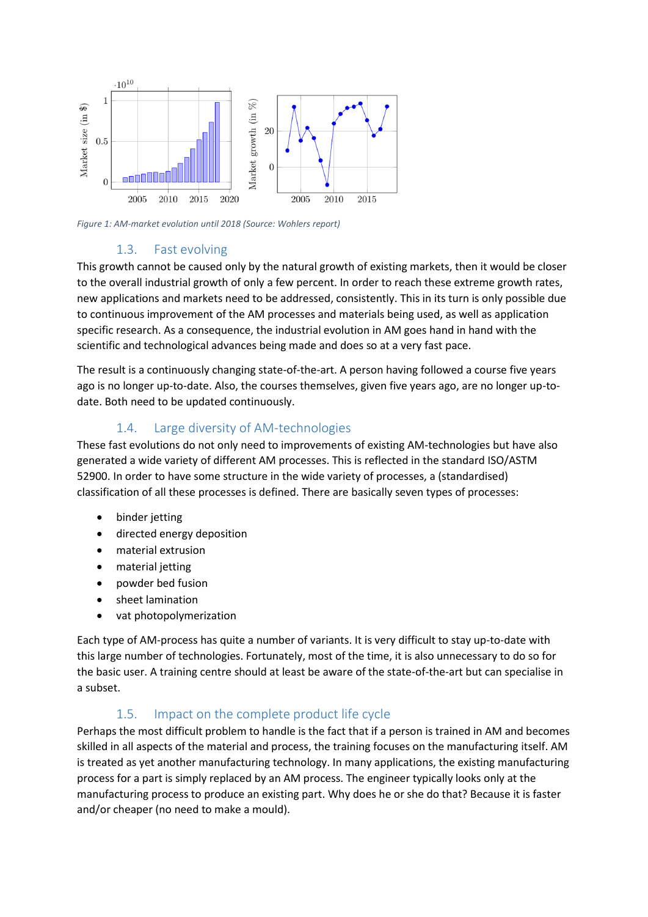Figure 1: AM-market evolution until 2018 (Source: Wohlers report)

### 1.3. Fast evolving

This growth cannot be caused only by the natural growth of existing markets, then it would be closer to the overall industrial growth of only a few percent. In order to reach these extreme growth rates, new applications and markets need to be addressed, consistently. This in its turn is only possible due to continuous improvement of the AM processes and materials being used, as well as application specific research. As a consequence, the industrial evolution in AM goes hand in hand with the scientific and technological advances being made and does so at a very fast pace.

The result is a continuously changing state-of-the-art. A person having followed a course five years ago is no longer up-to-date. Also, the courses themselves, given five years ago, are no longer up-to-date. Both need to be updated continuously.

### 1.4. Large diversity of AM-technologies

These fast evolutions do not only need to improvements of existing AM-technologies but have also generated a wide variety of different AM processes. This is reflected in the standard ISO/ASTM 52900. In order to have some structure in the wide variety of processes, a (standardised) classification of all these processes is defined. There are basically seven types of processes:

- binder jetting
- directed energy deposition
- material extrusion
- material jetting
- powder bed fusion
- sheet lamination
- vat photopolymerization

Each type of AM-process has quite a number of variants. It is very difficult to stay up-to-date with this large number of technologies. Fortunately, most of the time, it is also unnecessary to do so for the basic user. A training centre should at least be aware of the state-of-the-art but can specialise in a subset.

### 1.5. Impact on the complete product life cycle

Perhaps the most difficult problem to handle is the fact that if a person is trained in AM and becomes skilled in all aspects of the material and process, the training focuses on the manufacturing itself. AM is treated as yet another manufacturing technology. In many applications, the existing manufacturing process for a part is simply replaced by an AM process. The engineer typically looks only at the manufacturing process to produce an existing part. Why does he or she do that? Because it is faster and/or cheaper (no need to make a mould).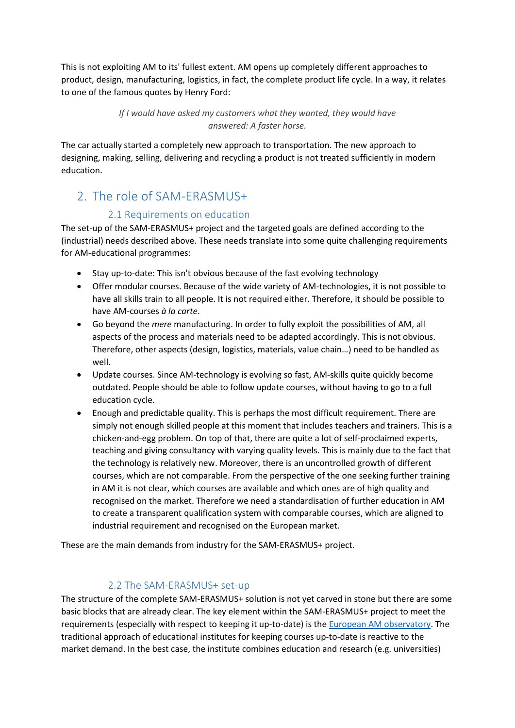This is not exploiting AM to its' fullest extent. AM opens up completely different approaches to product, design, manufacturing, logistics, in fact, the complete product life cycle. In a way, it relates to one of the famous quotes by Henry Ford:

> *If I would have asked my customers what they wanted, they would have answered: A faster horse.*

The car actually started a completely new approach to transportation. The new approach to designing, making, selling, delivering and recycling a product is not treated sufficiently in modern education.

## 2. The role of SAM-ERASMUS+

### 2.1 Requirements on education

The set-up of the SAM-ERASMUS+ project and the targeted goals are defined according to the (industrial) needs described above. These needs translate into some quite challenging requirements for AM-educational programmes:

- Stay up-to-date: This isn't obvious because of the fast evolving technology
- Offer modular courses. Because of the wide variety of AM-technologies, it is not possible to have all skills train to all people. It is not required either. Therefore, it should be possible to have AM-courses *à la carte*.
- Go beyond the *mere* manufacturing. In order to fully exploit the possibilities of AM, all aspects of the process and materials need to be adapted accordingly. This is not obvious. Therefore, other aspects (design, logistics, materials, value chain…) need to be handled as well.
- Update courses. Since AM-technology is evolving so fast, AM-skills quite quickly become outdated. People should be able to follow update courses, without having to go to a full education cycle.
- Enough and predictable quality. This is perhaps the most difficult requirement. There are simply not enough skilled people at this moment that includes teachers and trainers. This is a chicken-and-egg problem. On top of that, there are quite a lot of self-proclaimed experts, teaching and giving consultancy with varying quality levels. This is mainly due to the fact that the technology is relatively new. Moreover, there is an uncontrolled growth of different courses, which are not comparable. From the perspective of the one seeking further training in AM it is not clear, which courses are available and which ones are of high quality and recognised on the market. Therefore we need a standardisation of further education in AM to create a transparent qualification system with comparable courses, which are aligned to industrial requirement and recognised on the European market.

These are the main demands from industry for the SAM-ERASMUS+ project.

### 2.2 The SAM-ERASMUS+ set-up

The structure of the complete SAM-ERASMUS+ solution is not yet carved in stone but there are some basic blocks that are already clear. The key element within the SAM-ERASMUS+ project to meet the requirements (especially with respect to keeping it up-to-date) is the European AM observatory. The traditional approach of educational institutes for keeping courses up-to-date is reactive to the market demand. In the best case, the institute combines education and research (e.g. universities)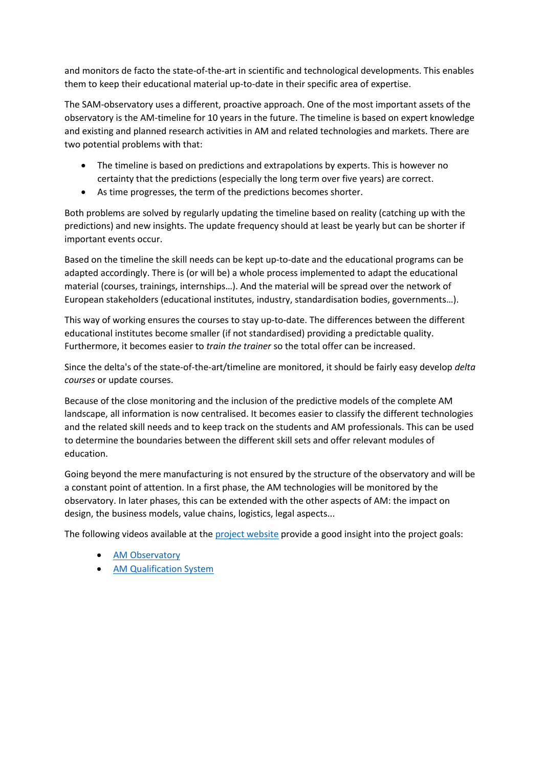and monitors de facto the state-of-the-art in scientific and technological developments. This enables them to keep their educational material up-to-date in their specific area of expertise.

The SAM-observatory uses a different, proactive approach. One of the most important assets of the observatory is the AM-timeline for 10 years in the future. The timeline is based on expert knowledge and existing and planned research activities in AM and related technologies and markets. There are two potential problems with that:

- The timeline is based on predictions and extrapolations by experts. This is however no certainty that the predictions (especially the long term over five years) are correct.
- As time progresses, the term of the predictions becomes shorter.

Both problems are solved by regularly updating the timeline based on reality (catching up with the predictions) and new insights. The update frequency should at least be yearly but can be shorter if important events occur.

Based on the timeline the skill needs can be kept up-to-date and the educational programs can be adapted accordingly. There is (or will be) a whole process implemented to adapt the educational material (courses, trainings, internships…). And the material will be spread over the network of European stakeholders (educational institutes, industry, standardisation bodies, governments…).

This way of working ensures the courses to stay up-to-date. The differences between the different educational institutes become smaller (if not standardised) providing a predictable quality. Furthermore, it becomes easier to *train the trainer* so the total offer can be increased.

Since the delta's of the state-of-the-art/timeline are monitored, it should be fairly easy develop *delta courses* or update courses.

Because of the close monitoring and the inclusion of the predictive models of the complete AM landscape, all information is now centralised. It becomes easier to classify the different technologies and the related skill needs and to keep track on the students and AM professionals. This can be used to determine the boundaries between the different skill sets and offer relevant modules of education.

Going beyond the mere manufacturing is not ensured by the structure of the observatory and will be a constant point of attention. In a first phase, the AM technologies will be monitored by the observatory. In later phases, this can be extended with the other aspects of AM: the impact on design, the business models, value chains, logistics, legal aspects...

The following videos available at the project website provide a good insight into the project goals:

- AM Observatory
- AM Qualification System